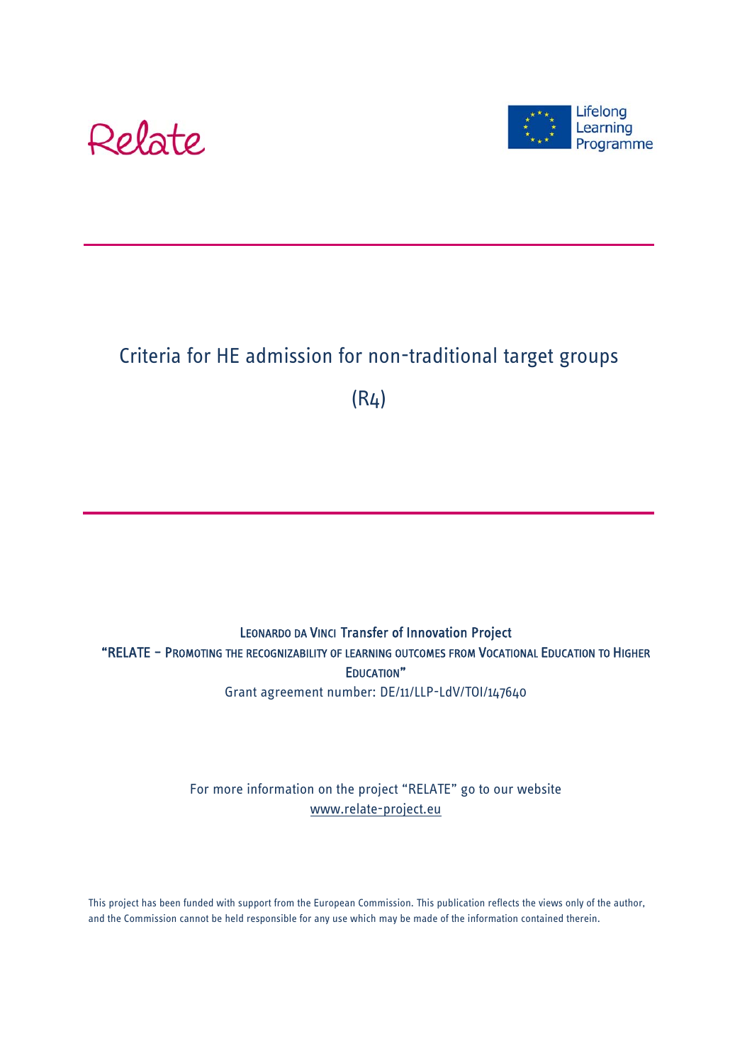Relate

Lifelong Learning Programme

# Criteria for HE admission for non-traditional target groups

(R4)

LEONARDO DA VINCI Transfer of Innovation Project
"RELATE – PROMOTING THE RECOGNIZABILITY OF LEARNING OUTCOMES FROM VOCATIONAL EDUCATION TO HIGHER EDUCATION"
Grant agreement number: DE/11/LLP-LdV/TOI/147640

For more information on the project "RELATE" go to our website
www.relate-project.eu

This project has been funded with support from the European Commission. This publication reflects the views only of the author, and the Commission cannot be held responsible for any use which may be made of the information contained therein.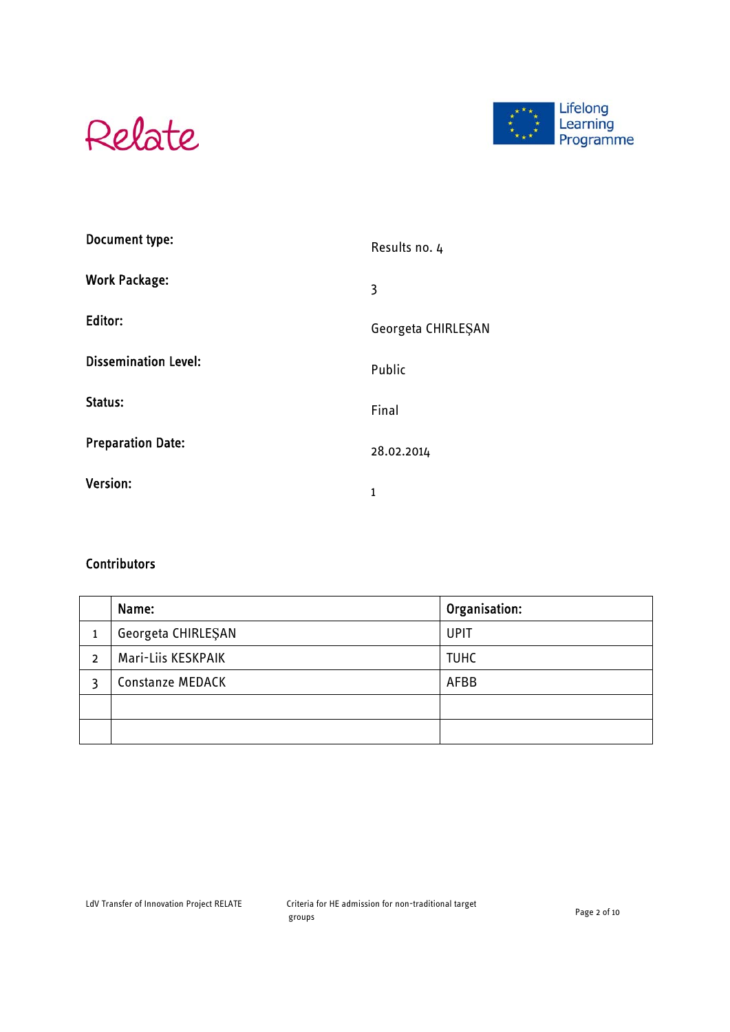Relate

Lifelong Learning Programme

| | |
|---|---|
| **Document type:** | Results no. 4 |
| **Work Package:** | 3 |
| **Editor:** | Georgeta CHIRLEȘAN |
| **Dissemination Level:** | Public |
| **Status:** | Final |
| **Preparation Date:** | 28.02.2014 |
| **Version:** | 1 |

**Contributors**

| | Name: | Organisation: |
|---|---|---|
| 1 | Georgeta CHIRLEȘAN | UPIT |
| 2 | Mari-Liis KESKPAIK | TUHC |
| 3 | Constanze MEDACK | AFBB |
| | | |
| | | |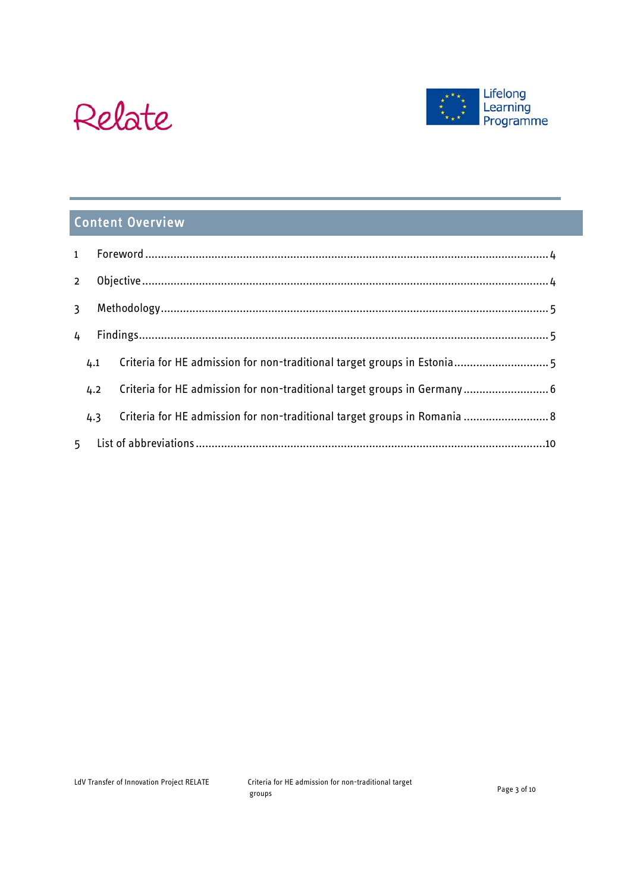## Content Overview

1 Foreword ........................................................................................................................ 4

2 Objective ........................................................................................................................ 4

3 Methodology ................................................................................................................... 5

4 Findings .......................................................................................................................... 5

4.1 Criteria for HE admission for non-traditional target groups in Estonia .............................. 5

4.2 Criteria for HE admission for non-traditional target groups in Germany ............................ 6

4.3 Criteria for HE admission for non-traditional target groups in Romania ............................ 8

5 List of abbreviations ....................................................................................................... 10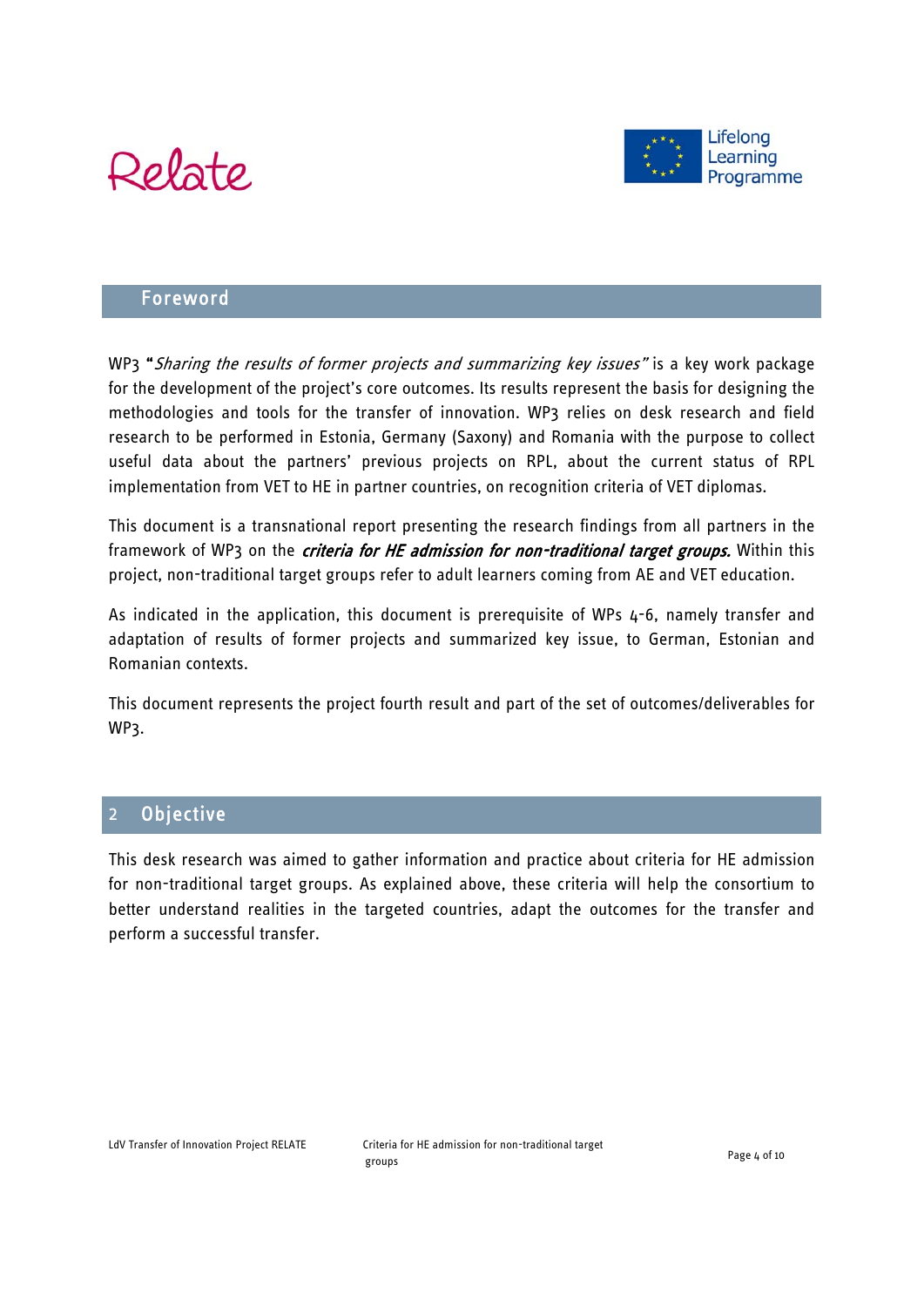# Foreword

WP3 "*Sharing the results of former projects and summarizing key issues"* is a key work package for the development of the project's core outcomes. Its results represent the basis for designing the methodologies and tools for the transfer of innovation. WP3 relies on desk research and field research to be performed in Estonia, Germany (Saxony) and Romania with the purpose to collect useful data about the partners' previous projects on RPL, about the current status of RPL implementation from VET to HE in partner countries, on recognition criteria of VET diplomas.

This document is a transnational report presenting the research findings from all partners in the framework of WP3 on the ***criteria for HE admission for non-traditional target groups.*** Within this project, non-traditional target groups refer to adult learners coming from AE and VET education.

As indicated in the application, this document is prerequisite of WPs 4-6, namely transfer and adaptation of results of former projects and summarized key issue, to German, Estonian and Romanian contexts.

This document represents the project fourth result and part of the set of outcomes/deliverables for WP3.

# 2 Objective

This desk research was aimed to gather information and practice about criteria for HE admission for non-traditional target groups. As explained above, these criteria will help the consortium to better understand realities in the targeted countries, adapt the outcomes for the transfer and perform a successful transfer.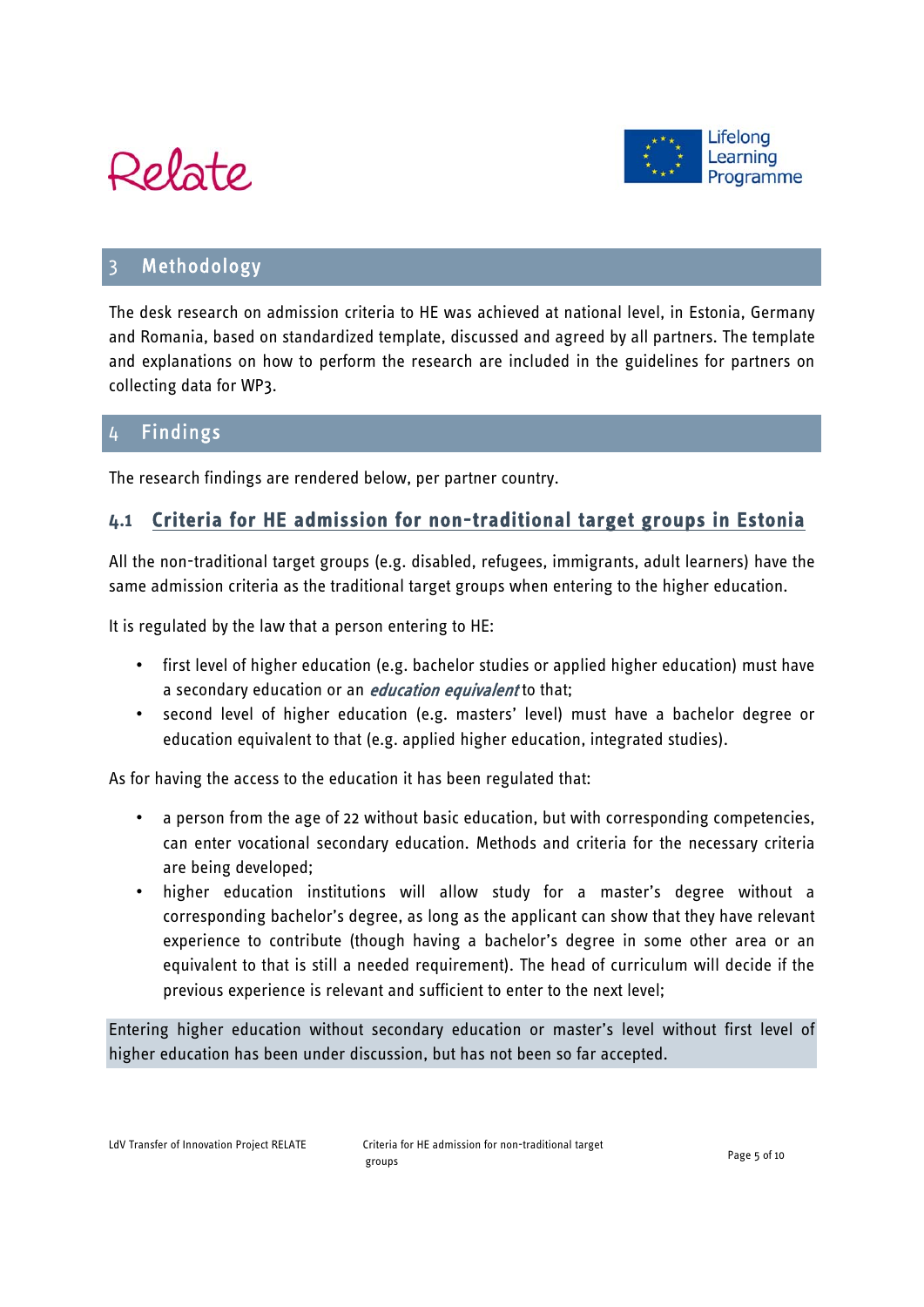## 3 Methodology

The desk research on admission criteria to HE was achieved at national level, in Estonia, Germany and Romania, based on standardized template, discussed and agreed by all partners. The template and explanations on how to perform the research are included in the guidelines for partners on collecting data for WP3.

## 4 Findings

The research findings are rendered below, per partner country.

### 4.1 Criteria for HE admission for non-traditional target groups in Estonia

All the non-traditional target groups (e.g. disabled, refugees, immigrants, adult learners) have the same admission criteria as the traditional target groups when entering to the higher education.

It is regulated by the law that a person entering to HE:

- first level of higher education (e.g. bachelor studies or applied higher education) must have a secondary education or an ***education equivalent*** to that;
- second level of higher education (e.g. masters' level) must have a bachelor degree or education equivalent to that (e.g. applied higher education, integrated studies).

As for having the access to the education it has been regulated that:

- a person from the age of 22 without basic education, but with corresponding competencies, can enter vocational secondary education. Methods and criteria for the necessary criteria are being developed;
- higher education institutions will allow study for a master's degree without a corresponding bachelor's degree, as long as the applicant can show that they have relevant experience to contribute (though having a bachelor's degree in some other area or an equivalent to that is still a needed requirement). The head of curriculum will decide if the previous experience is relevant and sufficient to enter to the next level;

Entering higher education without secondary education or master's level without first level of higher education has been under discussion, but has not been so far accepted.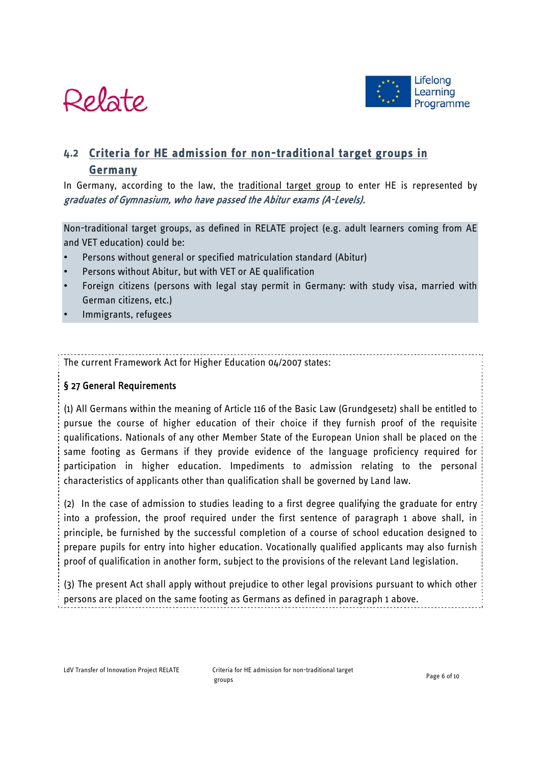## 4.2 Criteria for HE admission for non-traditional target groups in Germany

In Germany, according to the law, the traditional target group to enter HE is represented by ***graduates of Gymnasium, who have passed the Abitur exams (A-Levels).***

Non-traditional target groups, as defined in RELATE project (e.g. adult learners coming from AE and VET education) could be:

- Persons without general or specified matriculation standard (Abitur)
- Persons without Abitur, but with VET or AE qualification
- Foreign citizens (persons with legal stay permit in Germany: with study visa, married with German citizens, etc.)
- Immigrants, refugees

The current Framework Act for Higher Education 04/2007 states:

**§ 27 General Requirements**

(1) All Germans within the meaning of Article 116 of the Basic Law (Grundgesetz) shall be entitled to pursue the course of higher education of their choice if they furnish proof of the requisite qualifications. Nationals of any other Member State of the European Union shall be placed on the same footing as Germans if they provide evidence of the language proficiency required for participation in higher education. Impediments to admission relating to the personal characteristics of applicants other than qualification shall be governed by Land law.

(2) In the case of admission to studies leading to a first degree qualifying the graduate for entry into a profession, the proof required under the first sentence of paragraph 1 above shall, in principle, be furnished by the successful completion of a course of school education designed to prepare pupils for entry into higher education. Vocationally qualified applicants may also furnish proof of qualification in another form, subject to the provisions of the relevant Land legislation.

(3) The present Act shall apply without prejudice to other legal provisions pursuant to which other persons are placed on the same footing as Germans as defined in paragraph 1 above.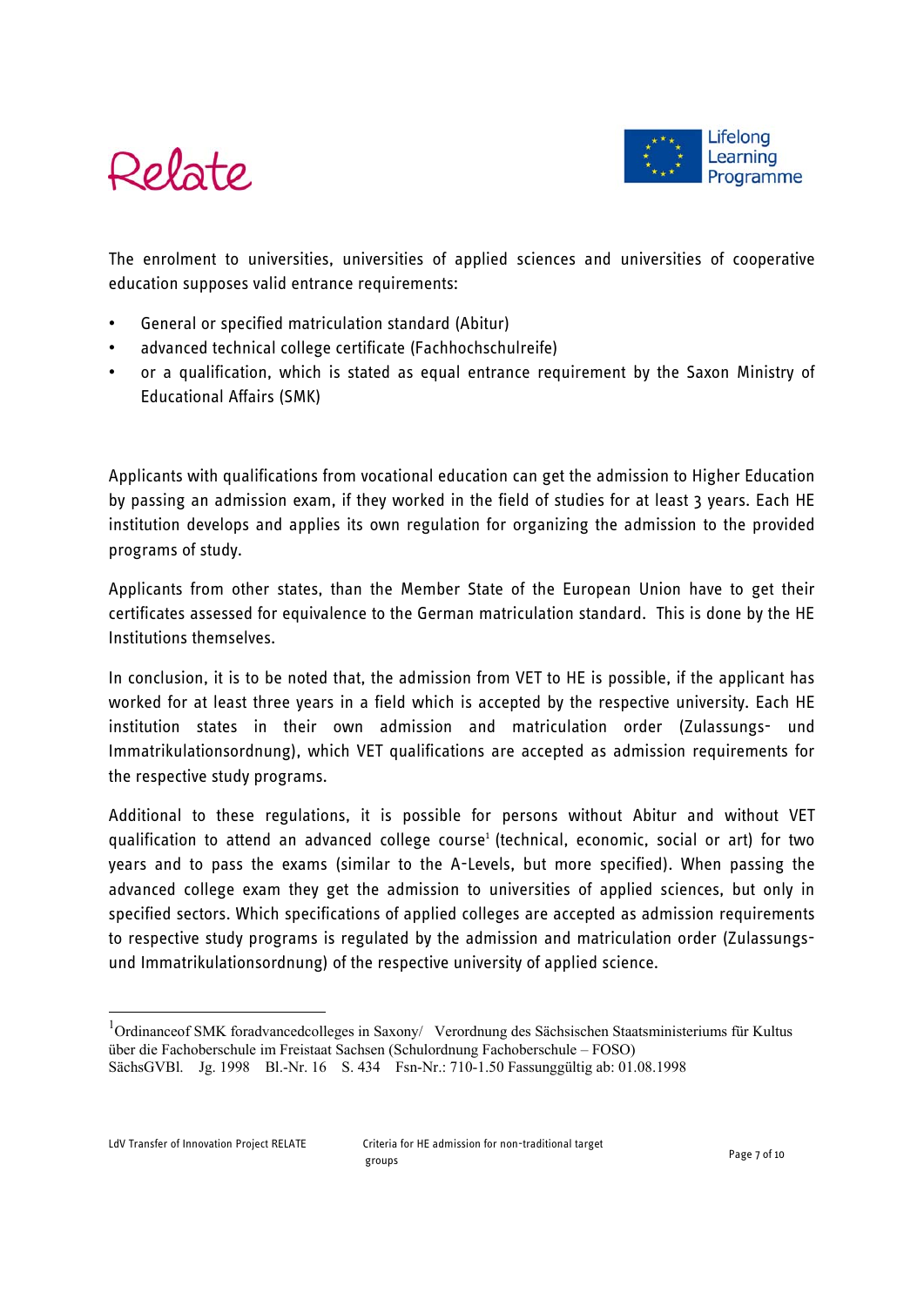The enrolment to universities, universities of applied sciences and universities of cooperative education supposes valid entrance requirements:

- General or specified matriculation standard (Abitur)
- advanced technical college certificate (Fachhochschulreife)
- or a qualification, which is stated as equal entrance requirement by the Saxon Ministry of Educational Affairs (SMK)

Applicants with qualifications from vocational education can get the admission to Higher Education by passing an admission exam, if they worked in the field of studies for at least 3 years. Each HE institution develops and applies its own regulation for organizing the admission to the provided programs of study.

Applicants from other states, than the Member State of the European Union have to get their certificates assessed for equivalence to the German matriculation standard. This is done by the HE Institutions themselves.

In conclusion, it is to be noted that, the admission from VET to HE is possible, if the applicant has worked for at least three years in a field which is accepted by the respective university. Each HE institution states in their own admission and matriculation order (Zulassungs- und Immatrikulationsordnung), which VET qualifications are accepted as admission requirements for the respective study programs.

Additional to these regulations, it is possible for persons without Abitur and without VET qualification to attend an advanced college course[1] (technical, economic, social or art) for two years and to pass the exams (similar to the A-Levels, but more specified). When passing the advanced college exam they get the admission to universities of applied sciences, but only in specified sectors. Which specifications of applied colleges are accepted as admission requirements to respective study programs is regulated by the admission and matriculation order (Zulassungs- und Immatrikulationsordnung) of the respective university of applied science.

---

[1] Ordinanceof SMK foradvancedcolleges in Saxony/ Verordnung des Sächsischen Staatsministeriums für Kultus über die Fachoberschule im Freistaat Sachsen (Schulordnung Fachoberschule – FOSO) SächsGVBl. Jg. 1998 Bl.-Nr. 16 S. 434 Fsn-Nr.: 710-1.50 Fassunggültig ab: 01.08.1998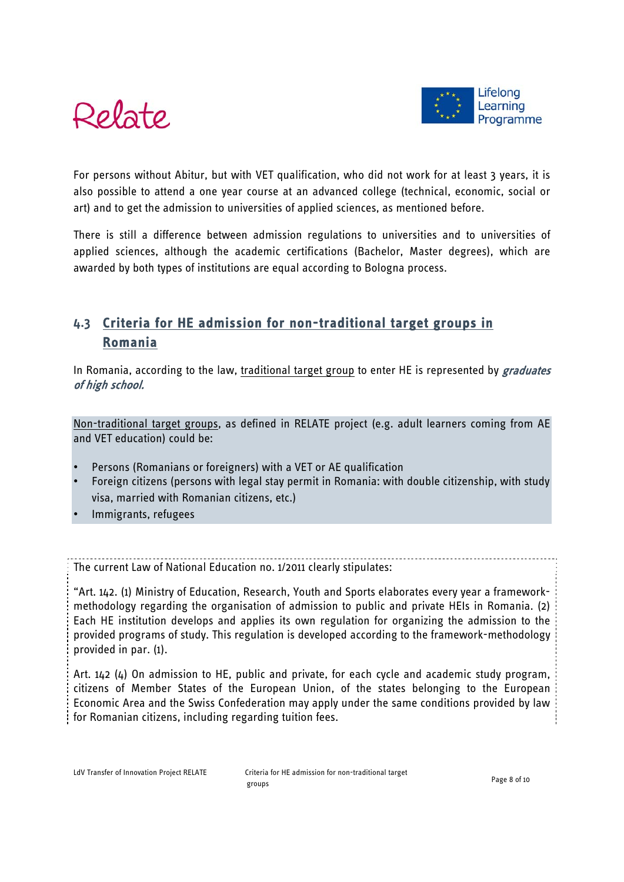For persons without Abitur, but with VET qualification, who did not work for at least 3 years, it is also possible to attend a one year course at an advanced college (technical, economic, social or art) and to get the admission to universities of applied sciences, as mentioned before.

There is still a difference between admission regulations to universities and to universities of applied sciences, although the academic certifications (Bachelor, Master degrees), which are awarded by both types of institutions are equal according to Bologna process.

## 4.3 Criteria for HE admission for non-traditional target groups in Romania

In Romania, according to the law, traditional target group to enter HE is represented by ***graduates of high school.***

Non-traditional target groups, as defined in RELATE project (e.g. adult learners coming from AE and VET education) could be:

- Persons (Romanians or foreigners) with a VET or AE qualification
- Foreign citizens (persons with legal stay permit in Romania: with double citizenship, with study visa, married with Romanian citizens, etc.)
- Immigrants, refugees

The current Law of National Education no. 1/2011 clearly stipulates:

"Art. 142. (1) Ministry of Education, Research, Youth and Sports elaborates every year a framework-methodology regarding the organisation of admission to public and private HEIs in Romania. (2) Each HE institution develops and applies its own regulation for organizing the admission to the provided programs of study. This regulation is developed according to the framework-methodology provided in par. (1).

Art. 142 (4) On admission to HE, public and private, for each cycle and academic study program, citizens of Member States of the European Union, of the states belonging to the European Economic Area and the Swiss Confederation may apply under the same conditions provided by law for Romanian citizens, including regarding tuition fees.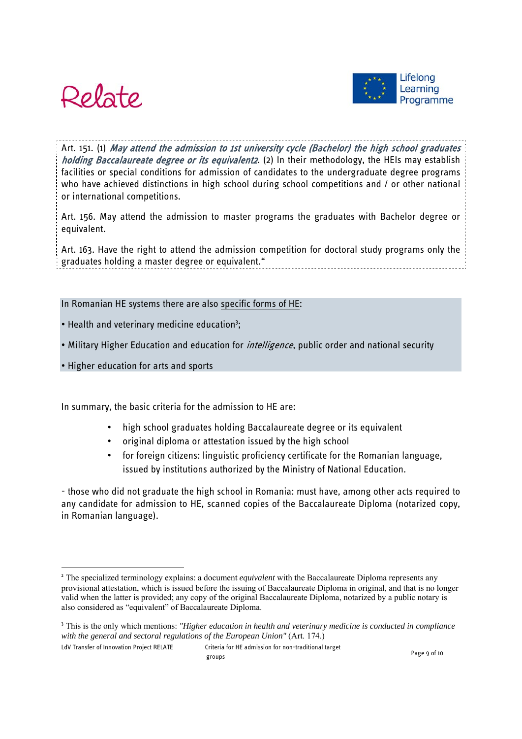Art. 151. (1) *May attend the admission to 1st university cycle (Bachelor) the high school graduates holding Baccalaureate degree or its equivalent*[2]. (2) In their methodology, the HEIs may establish facilities or special conditions for admission of candidates to the undergraduate degree programs who have achieved distinctions in high school during school competitions and / or other national or international competitions.

Art. 156. May attend the admission to master programs the graduates with Bachelor degree or equivalent.

Art. 163. Have the right to attend the admission competition for doctoral study programs only the graduates holding a master degree or equivalent."

In Romanian HE systems there are also specific forms of HE:

- Health and veterinary medicine education[3];
- Military Higher Education and education for *intelligence*, public order and national security
- Higher education for arts and sports

In summary, the basic criteria for the admission to HE are:

- high school graduates holding Baccalaureate degree or its equivalent
- original diploma or attestation issued by the high school
- for foreign citizens: linguistic proficiency certificate for the Romanian language, issued by institutions authorized by the Ministry of National Education.

- those who did not graduate the high school in Romania: must have, among other acts required to any candidate for admission to HE, scanned copies of the Baccalaureate Diploma (notarized copy, in Romanian language).

---

[2] The specialized terminology explains: a document *equivalent* with the Baccalaureate Diploma represents any provisional attestation, which is issued before the issuing of Baccalaureate Diploma in original, and that is no longer valid when the latter is provided; any copy of the original Baccalaureate Diploma, notarized by a public notary is also considered as "equivalent" of Baccalaureate Diploma.

[3] This is the only which mentions: *"Higher education in health and veterinary medicine is conducted in compliance with the general and sectoral regulations of the European Union"* (Art. 174.)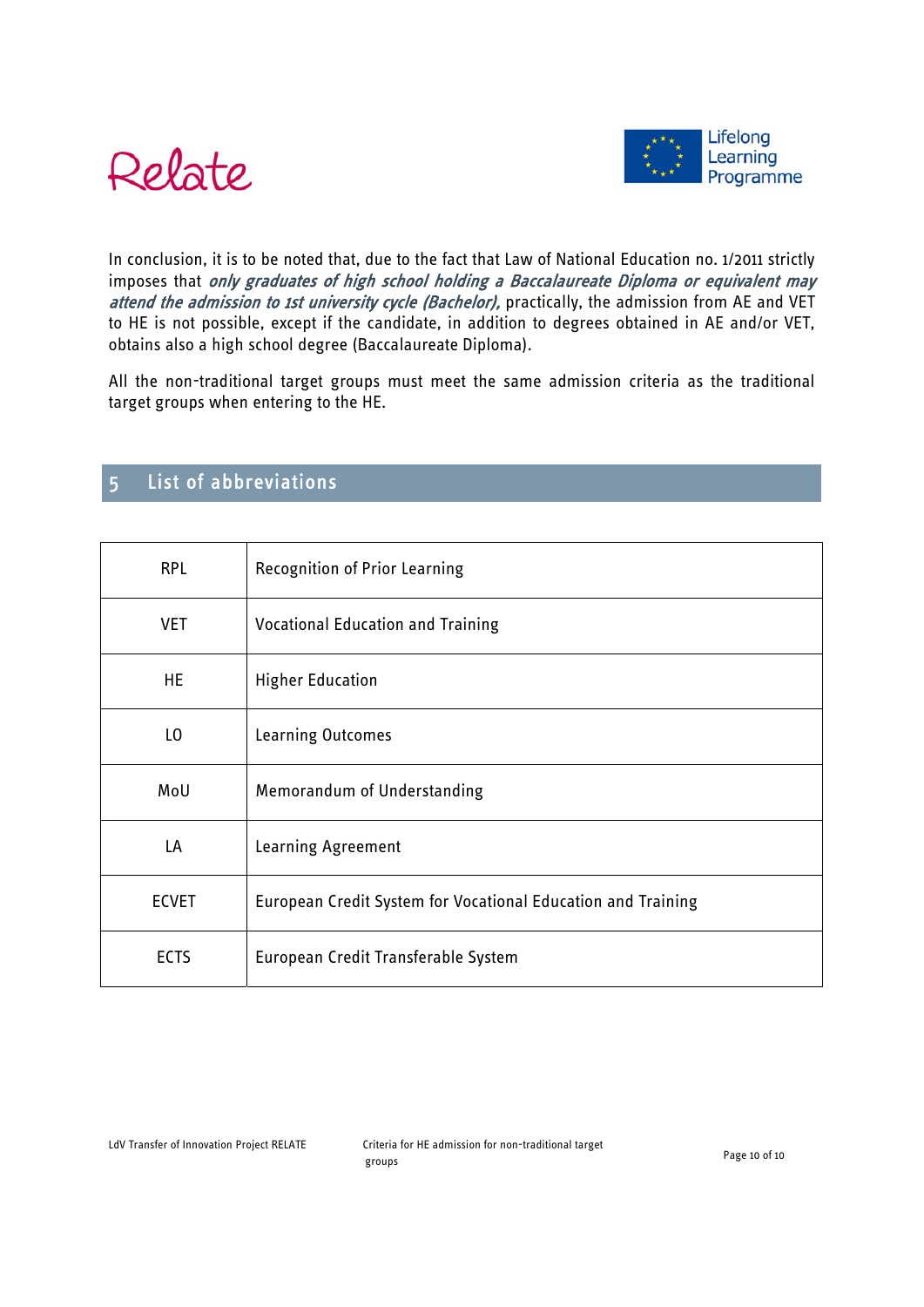In conclusion, it is to be noted that, due to the fact that Law of National Education no. 1/2011 strictly imposes that ***only graduates of high school holding a Baccalaureate Diploma or equivalent may attend the admission to 1st university cycle (Bachelor),*** practically, the admission from AE and VET to HE is not possible, except if the candidate, in addition to degrees obtained in AE and/or VET, obtains also a high school degree (Baccalaureate Diploma).

All the non-traditional target groups must meet the same admission criteria as the traditional target groups when entering to the HE.

## 5 List of abbreviations

| | |
|---|---|
| RPL | Recognition of Prior Learning |
| VET | Vocational Education and Training |
| HE | Higher Education |
| LO | Learning Outcomes |
| MoU | Memorandum of Understanding |
| LA | Learning Agreement |
| ECVET | European Credit System for Vocational Education and Training |
| ECTS | European Credit Transferable System |